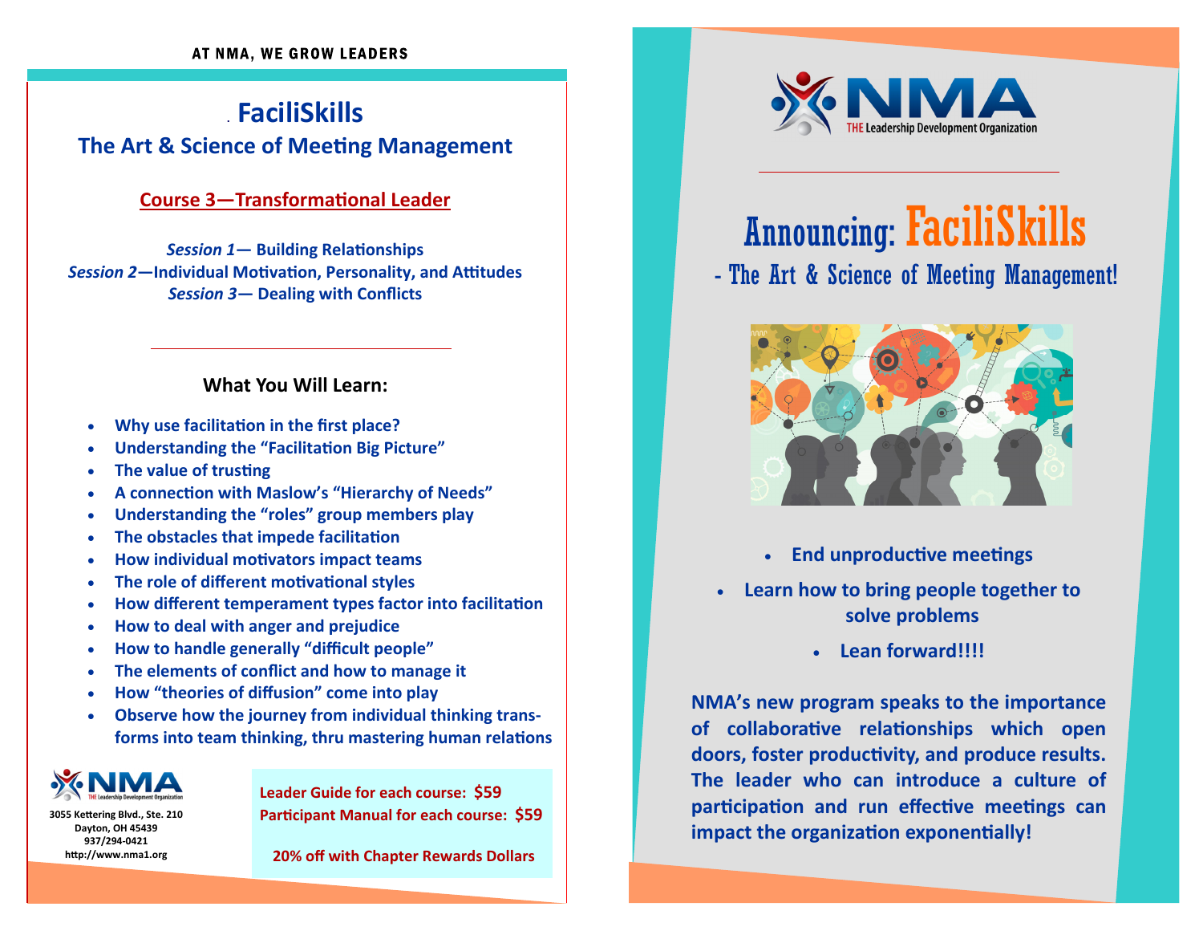AT NMA, WE GROW LEADERS

# FaciliSkills

## The Art & Science of Meeting Management

### Course 3—Transformational Leader

*Session 1*— **Building Relationships**
*Session 2*—**Individual Motivation, Personality, and Attitudes**
*Session 3*— **Dealing with Conflicts**

### What You Will Learn:

- Why use facilitation in the first place?
- Understanding the "Facilitation Big Picture"
- The value of trusting
- A connection with Maslow's "Hierarchy of Needs"
- Understanding the "roles" group members play
- The obstacles that impede facilitation
- How individual motivators impact teams
- The role of different motivational styles
- How different temperament types factor into facilitation
- How to deal with anger and prejudice
- How to handle generally "difficult people"
- The elements of conflict and how to manage it
- How "theories of diffusion" come into play
- Observe how the journey from individual thinking transforms into team thinking, thru mastering human relations

NMA THE Leadership Development Organization
3055 Kettering Blvd., Ste. 210
Dayton, OH 45439
937/294-0421
http://www.nma1.org

**Leader Guide for each course: $59**
**Participant Manual for each course: $59**

**20% off with Chapter Rewards Dollars**

NMA THE Leadership Development Organization

# Announcing: FaciliSkills

## - The Art & Science of Meeting Management!

- **End unproductive meetings**
- **Learn how to bring people together to solve problems**
- **Lean forward!!!!**

**NMA's new program speaks to the importance of collaborative relationships which open doors, foster productivity, and produce results. The leader who can introduce a culture of participation and run effective meetings can impact the organization exponentially!**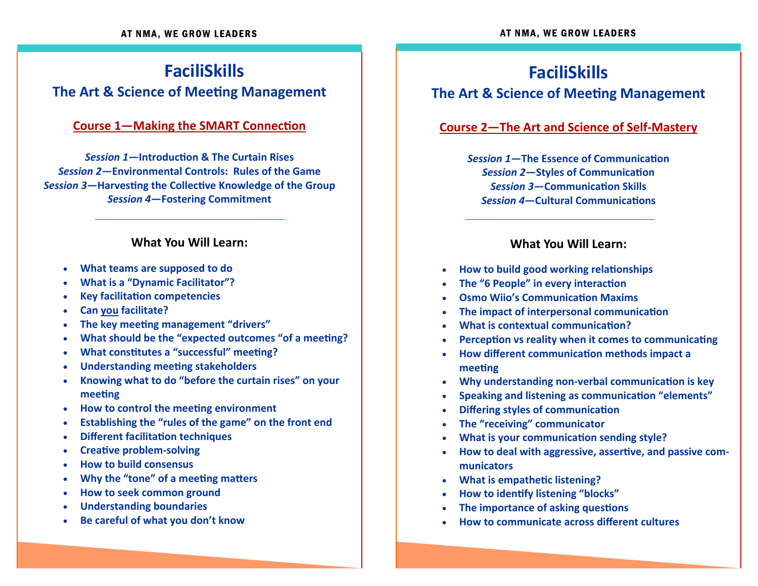# FaciliSkills

## The Art & Science of Meeting Management

### Course 1—Making the SMART Connection

*Session 1*—Introduction & The Curtain Rises
*Session 2*—Environmental Controls: Rules of the Game
*Session 3*—Harvesting the Collective Knowledge of the Group
*Session 4*—Fostering Commitment

---

### What You Will Learn:

- What teams are supposed to do
- What is a "Dynamic Facilitator"?
- Key facilitation competencies
- Can you facilitate?
- The key meeting management "drivers"
- What should be the "expected outcomes "of a meeting?
- What constitutes a "successful" meeting?
- Understanding meeting stakeholders
- Knowing what to do "before the curtain rises" on your meeting
- How to control the meeting environment
- Establishing the "rules of the game" on the front end
- Different facilitation techniques
- Creative problem-solving
- How to build consensus
- Why the "tone" of a meeting matters
- How to seek common ground
- Understanding boundaries
- Be careful of what you don't know

# FaciliSkills

## The Art & Science of Meeting Management

### Course 2—The Art and Science of Self-Mastery

*Session 1*—The Essence of Communication
*Session 2*—Styles of Communication
*Session 3*—Communication Skills
*Session 4*—Cultural Communications

---

### What You Will Learn:

- How to build good working relationships
- The "6 People" in every interaction
- Osmo Wiio's Communication Maxims
- The impact of interpersonal communication
- What is contextual communication?
- Perception vs reality when it comes to communicating
- How different communication methods impact a meeting
- Why understanding non-verbal communication is key
- Speaking and listening as communication "elements"
- Differing styles of communication
- The "receiving" communicator
- What is your communication sending style?
- How to deal with aggressive, assertive, and passive communicators
- What is empathetic listening?
- How to identify listening "blocks"
- The importance of asking questions
- How to communicate across different cultures